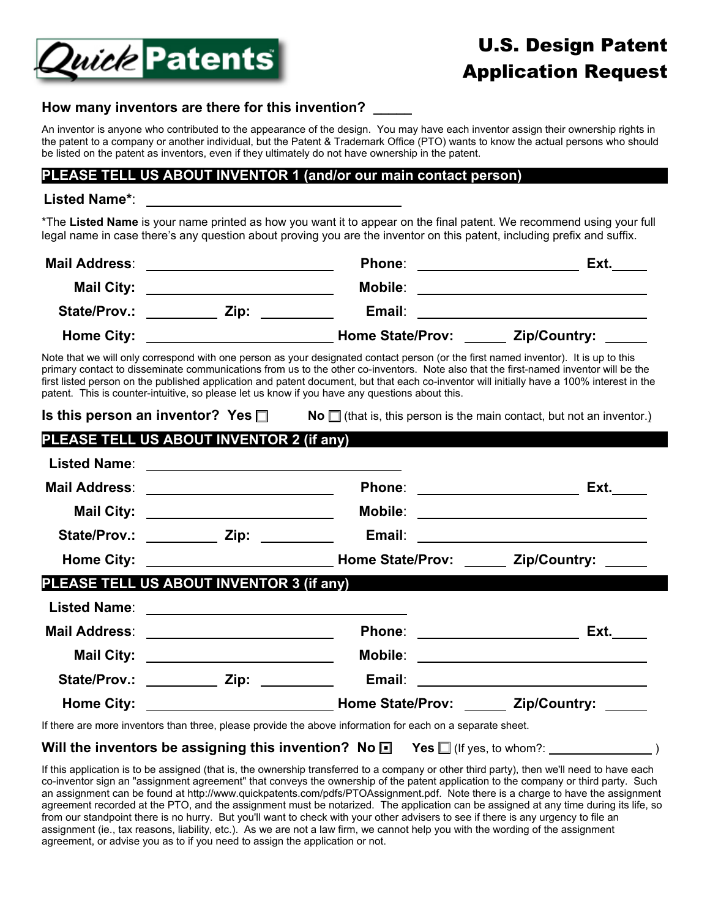Quick Patents™

# U.S. Design Patent Application Request

**How many inventors are there for this invention? _____**

An inventor is anyone who contributed to the appearance of the design. You may have each inventor assign their ownership rights in the patent to a company or another individual, but the Patent & Trademark Office (PTO) wants to know the actual persons who should be listed on the patent as inventors, even if they ultimately do not have ownership in the patent.

## PLEASE TELL US ABOUT INVENTOR 1 (and/or our main contact person)

**Listed Name*:** ____________________

*The **Listed Name** is your name printed as how you want it to appear on the final patent. We recommend using your full legal name in case there's any question about proving you are the inventor on this patent, including prefix and suffix.

**Mail Address:** ____________________ **Phone:** ____________________ **Ext.** _____

**Mail City:** ____________________ **Mobile:** ____________________

**State/Prov.:** __________ **Zip:** __________ **Email:** ____________________

**Home City:** ____________________ **Home State/Prov:** ______ **Zip/Country:** ______

Note that we will only correspond with one person as your designated contact person (or the first named inventor). It is up to this primary contact to disseminate communications from us to the other co-inventors. Note also that the first-named inventor will be the first listed person on the published application and patent document, but that each co-inventor will initially have a 100% interest in the patent. This is counter-intuitive, so please let us know if you have any questions about this.

**Is this person an inventor? Yes** ☐ **No** ☐ (that is, this person is the main contact, but not an inventor.)

## PLEASE TELL US ABOUT INVENTOR 2 (if any)

**Listed Name:** ____________________

**Mail Address:** ____________________ **Phone:** ____________________ **Ext.** _____

**Mail City:** ____________________ **Mobile:** ____________________

**State/Prov.:** __________ **Zip:** __________ **Email:** ____________________

**Home City:** ____________________ **Home State/Prov:** ______ **Zip/Country:** ______

## PLEASE TELL US ABOUT INVENTOR 3 (if any)

**Listed Name:** ____________________

**Mail Address:** ____________________ **Phone:** ____________________ **Ext.** _____

**Mail City:** ____________________ **Mobile:** ____________________

**State/Prov.:** __________ **Zip:** __________ **Email:** ____________________

**Home City:** ____________________ **Home State/Prov:** ______ **Zip/Country:** ______

If there are more inventors than three, please provide the above information for each on a separate sheet.

**Will the inventors be assigning this invention? No** ☒ **Yes** ☐ (If yes, to whom?: _______________ )

If this application is to be assigned (that is, the ownership transferred to a company or other third party), then we'll need to have each co-inventor sign an "assignment agreement" that conveys the ownership of the patent application to the company or third party. Such an assignment can be found at http://www.quickpatents.com/pdfs/PTOAssignment.pdf. Note there is a charge to have the assignment agreement recorded at the PTO, and the assignment must be notarized. The application can be assigned at any time during its life, so from our standpoint there is no hurry. But you'll want to check with your other advisers to see if there is any urgency to file an assignment (ie., tax reasons, liability, etc.). As we are not a law firm, we cannot help you with the wording of the assignment agreement, or advise you as to if you need to assign the application or not.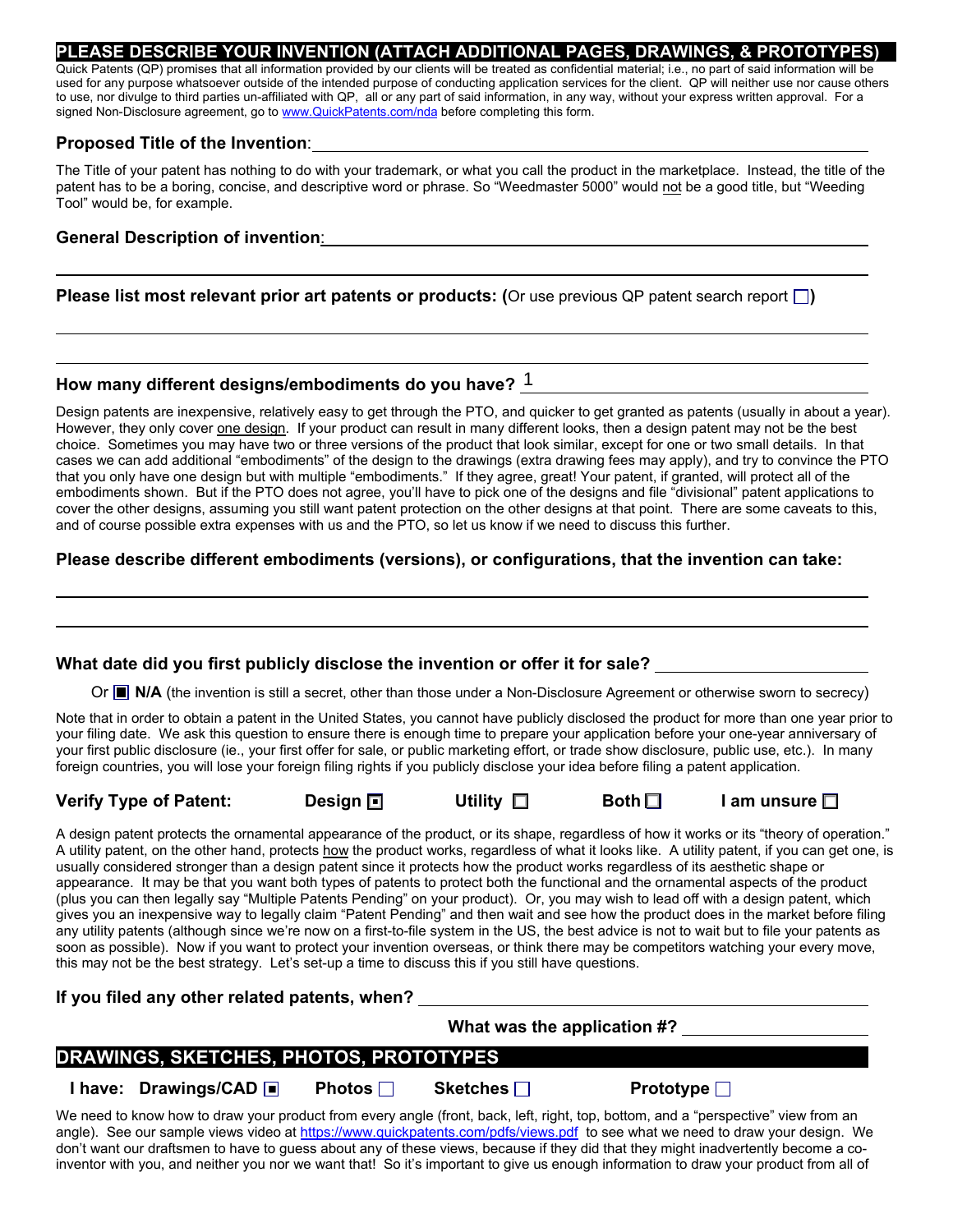## PLEASE DESCRIBE YOUR INVENTION (ATTACH ADDITIONAL PAGES, DRAWINGS, & PROTOTYPES)

Quick Patents (QP) promises that all information provided by our clients will be treated as confidential material; i.e., no part of said information will be used for any purpose whatsoever outside of the intended purpose of conducting application services for the client. QP will neither use nor cause others to use, nor divulge to third parties un-affiliated with QP, all or any part of said information, in any way, without your express written approval. For a signed Non-Disclosure agreement, go to www.QuickPatents.com/nda before completing this form.

**Proposed Title of the Invention**: ______________________________

The Title of your patent has nothing to do with your trademark, or what you call the product in the marketplace. Instead, the title of the patent has to be a boring, concise, and descriptive word or phrase. So "Weedmaster 5000" would not be a good title, but "Weeding Tool" would be, for example.

**General Description of invention**: ______________________________

______________________________

**Please list most relevant prior art patents or products: (**Or use previous QP patent search report ☐**)**

______________________________

______________________________

**How many different designs/embodiments do you have?** 1

Design patents are inexpensive, relatively easy to get through the PTO, and quicker to get granted as patents (usually in about a year). However, they only cover one design. If your product can result in many different looks, then a design patent may not be the best choice. Sometimes you may have two or three versions of the product that look similar, except for one or two small details. In that cases we can add additional "embodiments" of the design to the drawings (extra drawing fees may apply), and try to convince the PTO that you only have one design but with multiple "embodiments." If they agree, great! Your patent, if granted, will protect all of the embodiments shown. But if the PTO does not agree, you'll have to pick one of the designs and file "divisional" patent applications to cover the other designs, assuming you still want patent protection on the other designs at that point. There are some caveats to this, and of course possible extra expenses with us and the PTO, so let us know if we need to discuss this further.

**Please describe different embodiments (versions), or configurations, that the invention can take:**

______________________________

______________________________

**What date did you first publicly disclose the invention or offer it for sale?** ______________

Or ☒ **N/A** (the invention is still a secret, other than those under a Non-Disclosure Agreement or otherwise sworn to secrecy)

Note that in order to obtain a patent in the United States, you cannot have publicly disclosed the product for more than one year prior to your filing date. We ask this question to ensure there is enough time to prepare your application before your one-year anniversary of your first public disclosure (ie., your first offer for sale, or public marketing effort, or trade show disclosure, public use, etc.). In many foreign countries, you will lose your foreign filing rights if you publicly disclose your idea before filing a patent application.

**Verify Type of Patent:** **Design** ☒ **Utility** ☐ **Both** ☐ **I am unsure** ☐

A design patent protects the ornamental appearance of the product, or its shape, regardless of how it works or its "theory of operation." A utility patent, on the other hand, protects how the product works, regardless of what it looks like. A utility patent, if you can get one, is usually considered stronger than a design patent since it protects how the product works regardless of its aesthetic shape or appearance. It may be that you want both types of patents to protect both the functional and the ornamental aspects of the product (plus you can then legally say "Multiple Patents Pending" on your product). Or, you may wish to lead off with a design patent, which gives you an inexpensive way to legally claim "Patent Pending" and then wait and see how the product does in the market before filing any utility patents (although since we're now on a first-to-file system in the US, the best advice is not to wait but to file your patents as soon as possible). Now if you want to protect your invention overseas, or think there may be competitors watching your every move, this may not be the best strategy. Let's set-up a time to discuss this if you still have questions.

**If you filed any other related patents, when?** ______________________________

**What was the application #?** ______________

## DRAWINGS, SKETCHES, PHOTOS, PROTOTYPES

**I have:** **Drawings/CAD** ☒ **Photos** ☐ **Sketches** ☐ **Prototype** ☐

We need to know how to draw your product from every angle (front, back, left, right, top, bottom, and a "perspective" view from an angle). See our sample views video at https://www.quickpatents.com/pdfs/views.pdf to see what we need to draw your design. We don't want our draftsmen to have to guess about any of these views, because if they did that they might inadvertently become a co-inventor with you, and neither you nor we want that! So it's important to give us enough information to draw your product from all of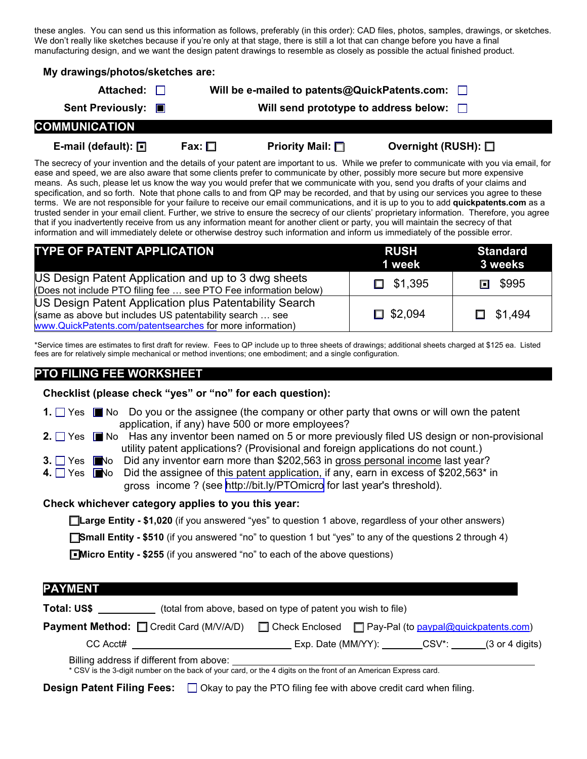these angles. You can send us this information as follows, preferably (in this order): CAD files, photos, samples, drawings, or sketches. We don't really like sketches because if you're only at that stage, there is still a lot that can change before you have a final manufacturing design, and we want the design patent drawings to resemble as closely as possible the actual finished product.

**My drawings/photos/sketches are:**

**Attached:** ☐ **Will be e-mailed to patents@QuickPatents.com:** ☐

**Sent Previously:** ☒ **Will send prototype to address below:** ☐

## COMMUNICATION

**E-mail (default):** ☒ **Fax:** ☐ **Priority Mail:** ☐ **Overnight (RUSH):** ☐

The secrecy of your invention and the details of your patent are important to us. While we prefer to communicate with you via email, for ease and speed, we are also aware that some clients prefer to communicate by other, possibly more secure but more expensive means. As such, please let us know the way you would prefer that we communicate with you, send you drafts of your claims and specification, and so forth. Note that phone calls to and from QP may be recorded, and that by using our services you agree to these terms. We are not responsible for your failure to receive our email communications, and it is up to you to add **quickpatents.com** as a trusted sender in your email client. Further, we strive to ensure the secrecy of our clients' proprietary information. Therefore, you agree that if you inadvertently receive from us any information meant for another client or party, you will maintain the secrecy of that information and will immediately delete or otherwise destroy such information and inform us immediately of the possible error.

| TYPE OF PATENT APPLICATION | RUSH 1 week | Standard 3 weeks |
|---|---|---|
| US Design Patent Application and up to 3 dwg sheets (Does not include PTO filing fee … see PTO Fee information below) | ☐ $1,395 | ☒ $995 |
| US Design Patent Application plus Patentability Search (same as above but includes US patentability search … see www.QuickPatents.com/patentsearches for more information) | ☐ $2,094 | ☐ $1,494 |

*Service times are estimates to first draft for review. Fees to QP include up to three sheets of drawings; additional sheets charged at $125 ea. Listed fees are for relatively simple mechanical or method inventions; one embodiment; and a single configuration.

## PTO FILING FEE WORKSHEET

**Checklist (please check "yes" or "no" for each question):**

**1.** ☐ Yes ☒ No Do you or the assignee (the company or other party that owns or will own the patent application, if any) have 500 or more employees?

**2.** ☐ Yes ☒ No Has any inventor been named on 5 or more previously filed US design or non-provisional utility patent applications? (Provisional and foreign applications do not count.)

**3.** ☐ Yes ☒ No Did any inventor earn more than $202,563 in gross personal income last year?

**4.** ☐ Yes ☒ No Did the assignee of this patent application, if any, earn in excess of $202,563* in gross income ? (see http://bit.ly/PTOmicro for last year's threshold).

**Check whichever category applies to you this year:**

☐ **Large Entity - $1,020** (if you answered "yes" to question 1 above, regardless of your other answers)

☐ **Small Entity - $510** (if you answered "no" to question 1 but "yes" to any of the questions 2 through 4)

☒ **Micro Entity - $255** (if you answered "no" to each of the above questions)

## PAYMENT

**Total: US$** \_\_\_\_\_\_\_\_\_\_ (total from above, based on type of patent you wish to file)

**Payment Method:** ☐ Credit Card (M/V/A/D) ☐ Check Enclosed ☐ Pay-Pal (to paypal@quickpatents.com)

CC Acct# \_\_\_\_\_\_\_\_\_\_\_\_\_\_\_\_\_\_\_\_\_\_\_\_\_\_\_ Exp. Date (MM/YY): \_\_\_\_\_\_\_ CSV*: \_\_\_\_\_\_ (3 or 4 digits)

Billing address if different from above: \_\_\_\_\_\_\_\_\_\_\_\_\_\_\_\_\_\_\_\_\_\_\_\_\_\_\_\_\_\_\_\_\_\_\_\_\_\_\_\_\_\_\_\_

* CSV is the 3-digit number on the back of your card, or the 4 digits on the front of an American Express card.

**Design Patent Filing Fees:** ☐ Okay to pay the PTO filing fee with above credit card when filing.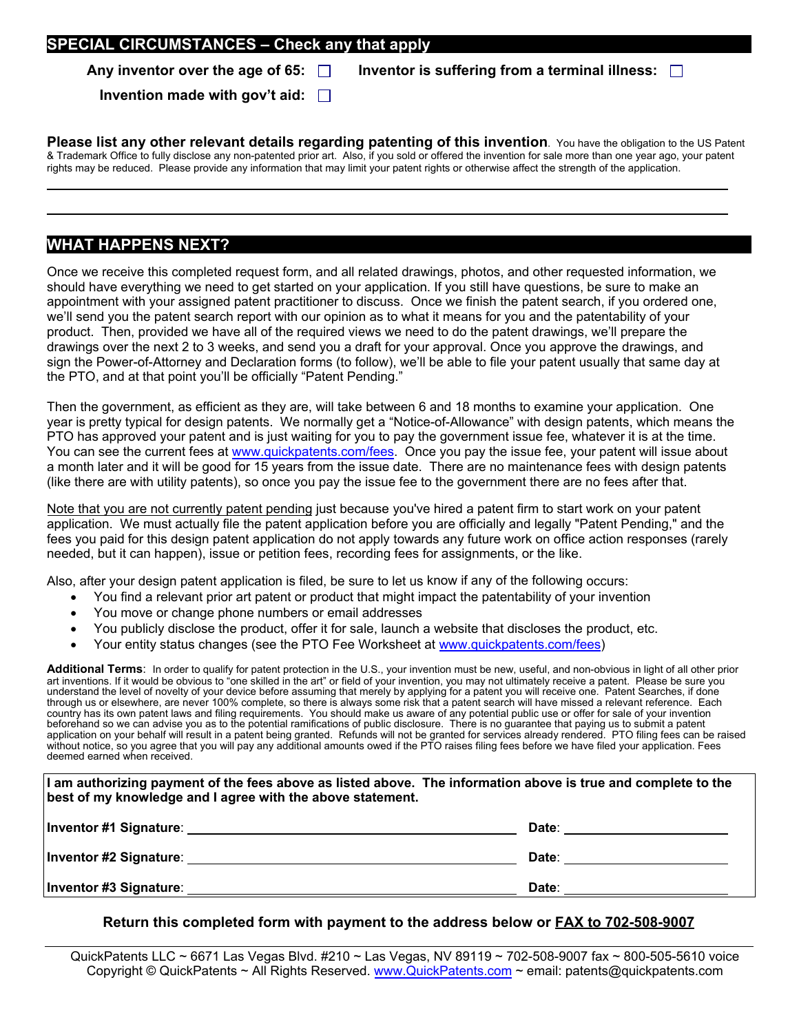## SPECIAL CIRCUMSTANCES – Check any that apply

**Any inventor over the age of 65:** ☐ **Inventor is suffering from a terminal illness:** ☐

**Invention made with gov't aid:** ☐

**Please list any other relevant details regarding patenting of this invention**. You have the obligation to the US Patent & Trademark Office to fully disclose any non-patented prior art. Also, if you sold or offered the invention for sale more than one year ago, your patent rights may be reduced. Please provide any information that may limit your patent rights or otherwise affect the strength of the application.

\_\_\_\_\_\_\_\_\_\_\_\_\_\_\_\_\_\_\_\_\_\_\_\_\_\_\_\_\_\_\_\_\_\_\_\_\_\_\_\_\_\_\_\_\_\_\_\_\_\_\_\_\_\_\_\_\_\_\_\_\_\_\_\_\_\_\_\_\_\_\_\_

\_\_\_\_\_\_\_\_\_\_\_\_\_\_\_\_\_\_\_\_\_\_\_\_\_\_\_\_\_\_\_\_\_\_\_\_\_\_\_\_\_\_\_\_\_\_\_\_\_\_\_\_\_\_\_\_\_\_\_\_\_\_\_\_\_\_\_\_\_\_\_\_

## WHAT HAPPENS NEXT?

Once we receive this completed request form, and all related drawings, photos, and other requested information, we should have everything we need to get started on your application. If you still have questions, be sure to make an appointment with your assigned patent practitioner to discuss. Once we finish the patent search, if you ordered one, we'll send you the patent search report with our opinion as to what it means for you and the patentability of your product. Then, provided we have all of the required views we need to do the patent drawings, we'll prepare the drawings over the next 2 to 3 weeks, and send you a draft for your approval. Once you approve the drawings, and sign the Power-of-Attorney and Declaration forms (to follow), we'll be able to file your patent usually that same day at the PTO, and at that point you'll be officially "Patent Pending."

Then the government, as efficient as they are, will take between 6 and 18 months to examine your application. One year is pretty typical for design patents. We normally get a "Notice-of-Allowance" with design patents, which means the PTO has approved your patent and is just waiting for you to pay the government issue fee, whatever it is at the time. You can see the current fees at www.quickpatents.com/fees. Once you pay the issue fee, your patent will issue about a month later and it will be good for 15 years from the issue date. There are no maintenance fees with design patents (like there are with utility patents), so once you pay the issue fee to the government there are no fees after that.

Note that you are not currently patent pending just because you've hired a patent firm to start work on your patent application. We must actually file the patent application before you are officially and legally "Patent Pending," and the fees you paid for this design patent application do not apply towards any future work on office action responses (rarely needed, but it can happen), issue or petition fees, recording fees for assignments, or the like.

Also, after your design patent application is filed, be sure to let us know if any of the following occurs:

- You find a relevant prior art patent or product that might impact the patentability of your invention
- You move or change phone numbers or email addresses
- You publicly disclose the product, offer it for sale, launch a website that discloses the product, etc.
- Your entity status changes (see the PTO Fee Worksheet at www.quickpatents.com/fees)

**Additional Terms**: In order to qualify for patent protection in the U.S., your invention must be new, useful, and non-obvious in light of all other prior art inventions. If it would be obvious to "one skilled in the art" or field of your invention, you may not ultimately receive a patent. Please be sure you understand the level of novelty of your device before assuming that merely by applying for a patent you will receive one. Patent Searches, if done through us or elsewhere, are never 100% complete, so there is always some risk that a patent search will have missed a relevant reference. Each country has its own patent laws and filing requirements. You should make us aware of any potential public use or offer for sale of your invention beforehand so we can advise you as to the potential ramifications of public disclosure. There is no guarantee that paying us to submit a patent application on your behalf will result in a patent being granted. Refunds will not be granted for services already rendered. PTO filing fees can be raised without notice, so you agree that you will pay any additional amounts owed if the PTO raises filing fees before we have filed your application. Fees deemed earned when received.

**I am authorizing payment of the fees above as listed above. The information above is true and complete to the best of my knowledge and I agree with the above statement.**

**Inventor #1 Signature**: \_\_\_\_\_\_\_\_\_\_\_\_\_\_\_\_\_\_\_\_\_\_\_\_\_\_\_\_\_\_\_\_\_\_ **Date**: \_\_\_\_\_\_\_\_\_\_\_\_\_\_\_\_

**Inventor #2 Signature**: \_\_\_\_\_\_\_\_\_\_\_\_\_\_\_\_\_\_\_\_\_\_\_\_\_\_\_\_\_\_\_\_\_\_ **Date**: \_\_\_\_\_\_\_\_\_\_\_\_\_\_\_\_

**Inventor #3 Signature**: \_\_\_\_\_\_\_\_\_\_\_\_\_\_\_\_\_\_\_\_\_\_\_\_\_\_\_\_\_\_\_\_\_\_ **Date**: \_\_\_\_\_\_\_\_\_\_\_\_\_\_\_\_

**Return this completed form with payment to the address below or FAX to 702-508-9007**

QuickPatents LLC ~ 6671 Las Vegas Blvd. #210 ~ Las Vegas, NV 89119 ~ 702-508-9007 fax ~ 800-505-5610 voice
Copyright © QuickPatents ~ All Rights Reserved. www.QuickPatents.com ~ email: patents@quickpatents.com